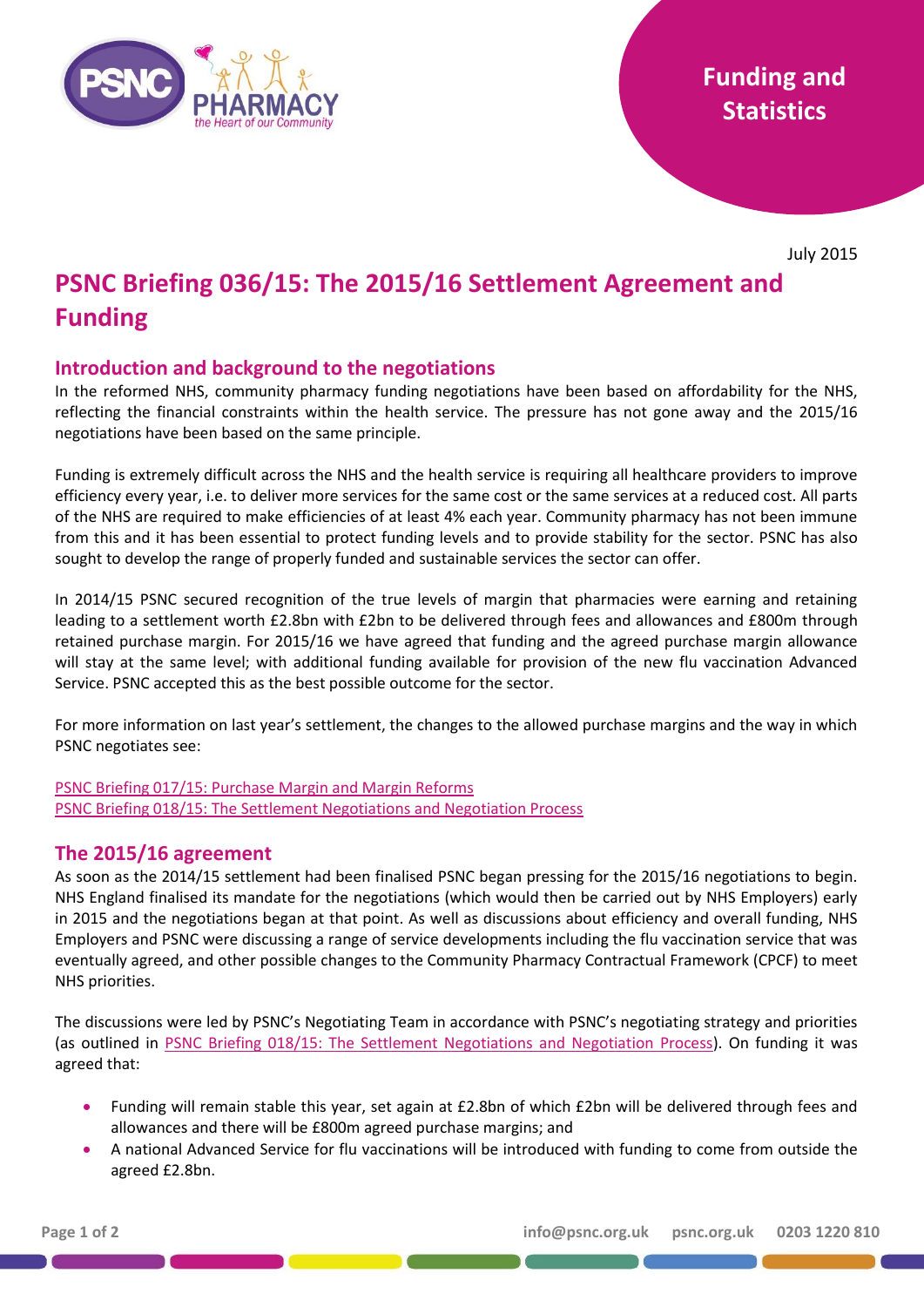Funding and Statistics

July 2015

# PSNC Briefing 036/15: The 2015/16 Settlement Agreement and Funding

## Introduction and background to the negotiations

In the reformed NHS, community pharmacy funding negotiations have been based on affordability for the NHS, reflecting the financial constraints within the health service. The pressure has not gone away and the 2015/16 negotiations have been based on the same principle.

Funding is extremely difficult across the NHS and the health service is requiring all healthcare providers to improve efficiency every year, i.e. to deliver more services for the same cost or the same services at a reduced cost. All parts of the NHS are required to make efficiencies of at least 4% each year. Community pharmacy has not been immune from this and it has been essential to protect funding levels and to provide stability for the sector. PSNC has also sought to develop the range of properly funded and sustainable services the sector can offer.

In 2014/15 PSNC secured recognition of the true levels of margin that pharmacies were earning and retaining leading to a settlement worth £2.8bn with £2bn to be delivered through fees and allowances and £800m through retained purchase margin. For 2015/16 we have agreed that funding and the agreed purchase margin allowance will stay at the same level; with additional funding available for provision of the new flu vaccination Advanced Service. PSNC accepted this as the best possible outcome for the sector.

For more information on last year's settlement, the changes to the allowed purchase margins and the way in which PSNC negotiates see:

PSNC Briefing 017/15: Purchase Margin and Margin Reforms
PSNC Briefing 018/15: The Settlement Negotiations and Negotiation Process

## The 2015/16 agreement

As soon as the 2014/15 settlement had been finalised PSNC began pressing for the 2015/16 negotiations to begin. NHS England finalised its mandate for the negotiations (which would then be carried out by NHS Employers) early in 2015 and the negotiations began at that point. As well as discussions about efficiency and overall funding, NHS Employers and PSNC were discussing a range of service developments including the flu vaccination service that was eventually agreed, and other possible changes to the Community Pharmacy Contractual Framework (CPCF) to meet NHS priorities.

The discussions were led by PSNC's Negotiating Team in accordance with PSNC's negotiating strategy and priorities (as outlined in PSNC Briefing 018/15: The Settlement Negotiations and Negotiation Process). On funding it was agreed that:

- Funding will remain stable this year, set again at £2.8bn of which £2bn will be delivered through fees and allowances and there will be £800m agreed purchase margins; and
- A national Advanced Service for flu vaccinations will be introduced with funding to come from outside the agreed £2.8bn.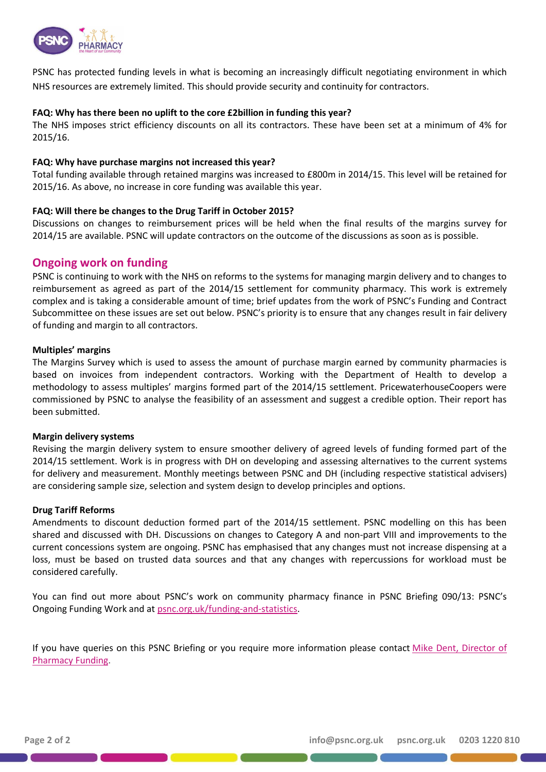PSNC has protected funding levels in what is becoming an increasingly difficult negotiating environment in which NHS resources are extremely limited. This should provide security and continuity for contractors.

**FAQ: Why has there been no uplift to the core £2billion in funding this year?**
The NHS imposes strict efficiency discounts on all its contractors. These have been set at a minimum of 4% for 2015/16.

**FAQ: Why have purchase margins not increased this year?**
Total funding available through retained margins was increased to £800m in 2014/15. This level will be retained for 2015/16. As above, no increase in core funding was available this year.

**FAQ: Will there be changes to the Drug Tariff in October 2015?**
Discussions on changes to reimbursement prices will be held when the final results of the margins survey for 2014/15 are available. PSNC will update contractors on the outcome of the discussions as soon as is possible.

## Ongoing work on funding

PSNC is continuing to work with the NHS on reforms to the systems for managing margin delivery and to changes to reimbursement as agreed as part of the 2014/15 settlement for community pharmacy. This work is extremely complex and is taking a considerable amount of time; brief updates from the work of PSNC's Funding and Contract Subcommittee on these issues are set out below. PSNC's priority is to ensure that any changes result in fair delivery of funding and margin to all contractors.

**Multiples' margins**
The Margins Survey which is used to assess the amount of purchase margin earned by community pharmacies is based on invoices from independent contractors. Working with the Department of Health to develop a methodology to assess multiples' margins formed part of the 2014/15 settlement. PricewaterhouseCoopers were commissioned by PSNC to analyse the feasibility of an assessment and suggest a credible option. Their report has been submitted.

**Margin delivery systems**
Revising the margin delivery system to ensure smoother delivery of agreed levels of funding formed part of the 2014/15 settlement. Work is in progress with DH on developing and assessing alternatives to the current systems for delivery and measurement. Monthly meetings between PSNC and DH (including respective statistical advisers) are considering sample size, selection and system design to develop principles and options.

**Drug Tariff Reforms**
Amendments to discount deduction formed part of the 2014/15 settlement. PSNC modelling on this has been shared and discussed with DH. Discussions on changes to Category A and non-part VIII and improvements to the current concessions system are ongoing. PSNC has emphasised that any changes must not increase dispensing at a loss, must be based on trusted data sources and that any changes with repercussions for workload must be considered carefully.

You can find out more about PSNC's work on community pharmacy finance in PSNC Briefing 090/13: PSNC's Ongoing Funding Work and at psnc.org.uk/funding-and-statistics.

If you have queries on this PSNC Briefing or you require more information please contact Mike Dent, Director of Pharmacy Funding.